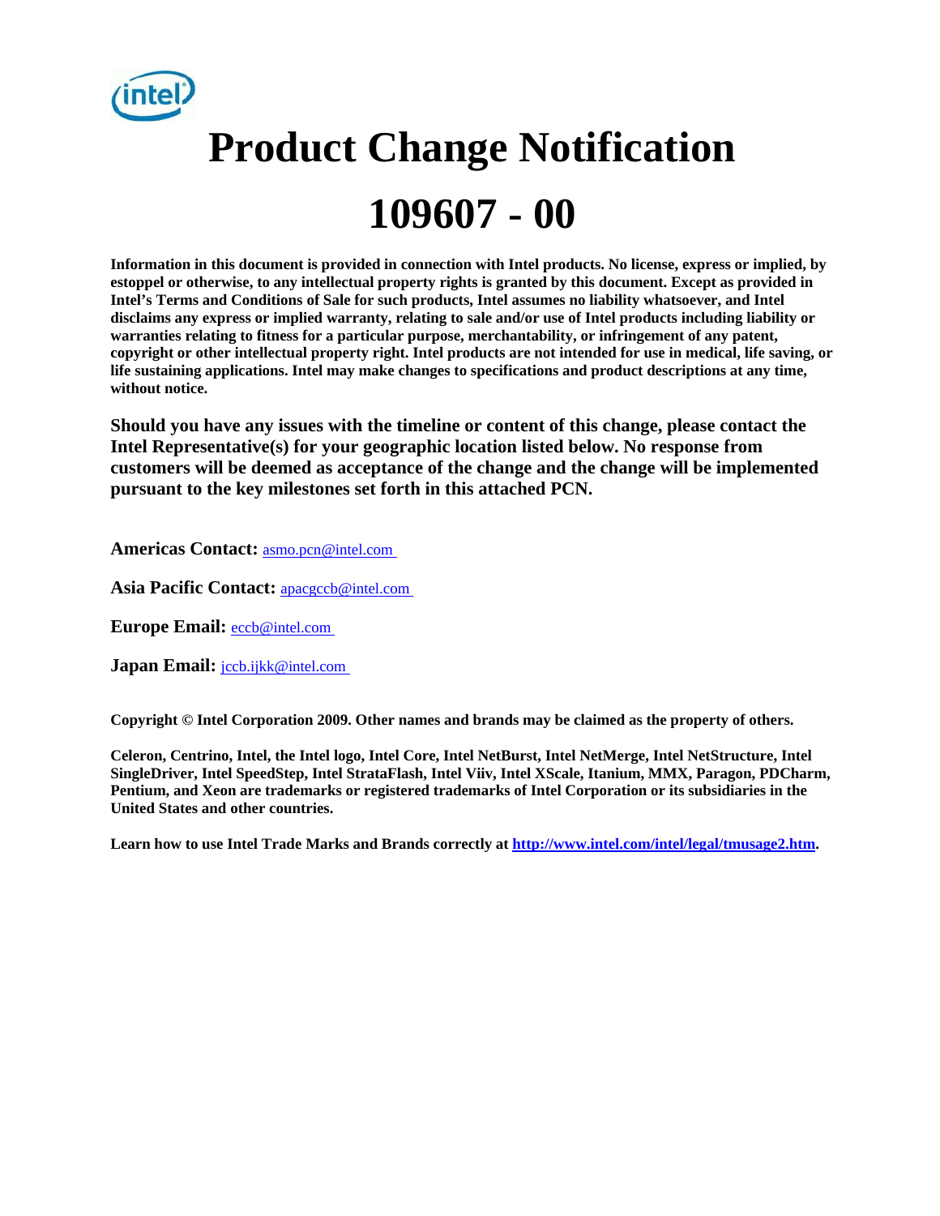# Product Change Notification

# 109607 - 00

**Information in this document is provided in connection with Intel products. No license, express or implied, by estoppel or otherwise, to any intellectual property rights is granted by this document. Except as provided in Intel's Terms and Conditions of Sale for such products, Intel assumes no liability whatsoever, and Intel disclaims any express or implied warranty, relating to sale and/or use of Intel products including liability or warranties relating to fitness for a particular purpose, merchantability, or infringement of any patent, copyright or other intellectual property right. Intel products are not intended for use in medical, life saving, or life sustaining applications. Intel may make changes to specifications and product descriptions at any time, without notice.**

**Should you have any issues with the timeline or content of this change, please contact the Intel Representative(s) for your geographic location listed below. No response from customers will be deemed as acceptance of the change and the change will be implemented pursuant to the key milestones set forth in this attached PCN.**

**Americas Contact:** asmo.pcn@intel.com

**Asia Pacific Contact:** apacgccb@intel.com

**Europe Email:** eccb@intel.com

**Japan Email:** jccb.ijkk@intel.com

**Copyright © Intel Corporation 2009. Other names and brands may be claimed as the property of others.**

**Celeron, Centrino, Intel, the Intel logo, Intel Core, Intel NetBurst, Intel NetMerge, Intel NetStructure, Intel SingleDriver, Intel SpeedStep, Intel StrataFlash, Intel Viiv, Intel XScale, Itanium, MMX, Paragon, PDCharm, Pentium, and Xeon are trademarks or registered trademarks of Intel Corporation or its subsidiaries in the United States and other countries.**

**Learn how to use Intel Trade Marks and Brands correctly at http://www.intel.com/intel/legal/tmusage2.htm.**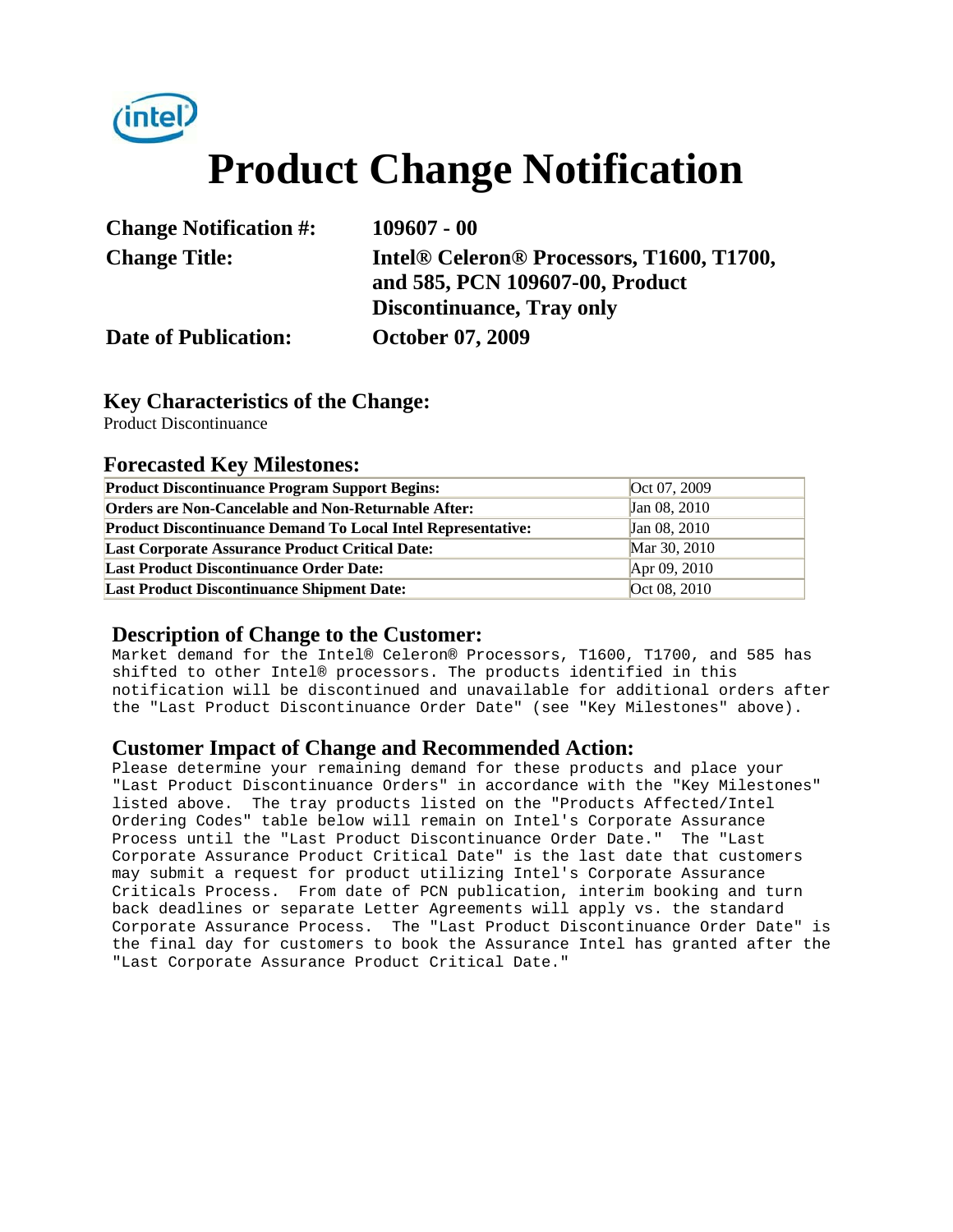# Product Change Notification

**Change Notification #:** 109607 - 00

**Change Title:** Intel® Celeron® Processors, T1600, T1700, and 585, PCN 109607-00, Product Discontinuance, Tray only

**Date of Publication:** October 07, 2009

## Key Characteristics of the Change:

Product Discontinuance

## Forecasted Key Milestones:

| | |
|---|---|
| **Product Discontinuance Program Support Begins:** | Oct 07, 2009 |
| **Orders are Non-Cancelable and Non-Returnable After:** | Jan 08, 2010 |
| **Product Discontinuance Demand To Local Intel Representative:** | Jan 08, 2010 |
| **Last Corporate Assurance Product Critical Date:** | Mar 30, 2010 |
| **Last Product Discontinuance Order Date:** | Apr 09, 2010 |
| **Last Product Discontinuance Shipment Date:** | Oct 08, 2010 |

## Description of Change to the Customer:

Market demand for the Intel® Celeron® Processors, T1600, T1700, and 585 has shifted to other Intel® processors. The products identified in this notification will be discontinued and unavailable for additional orders after the "Last Product Discontinuance Order Date" (see "Key Milestones" above).

## Customer Impact of Change and Recommended Action:

Please determine your remaining demand for these products and place your "Last Product Discontinuance Orders" in accordance with the "Key Milestones" listed above. The tray products listed on the "Products Affected/Intel Ordering Codes" table below will remain on Intel's Corporate Assurance Process until the "Last Product Discontinuance Order Date." The "Last Corporate Assurance Product Critical Date" is the last date that customers may submit a request for product utilizing Intel's Corporate Assurance Criticals Process. From date of PCN publication, interim booking and turn back deadlines or separate Letter Agreements will apply vs. the standard Corporate Assurance Process. The "Last Product Discontinuance Order Date" is the final day for customers to book the Assurance Intel has granted after the "Last Corporate Assurance Product Critical Date."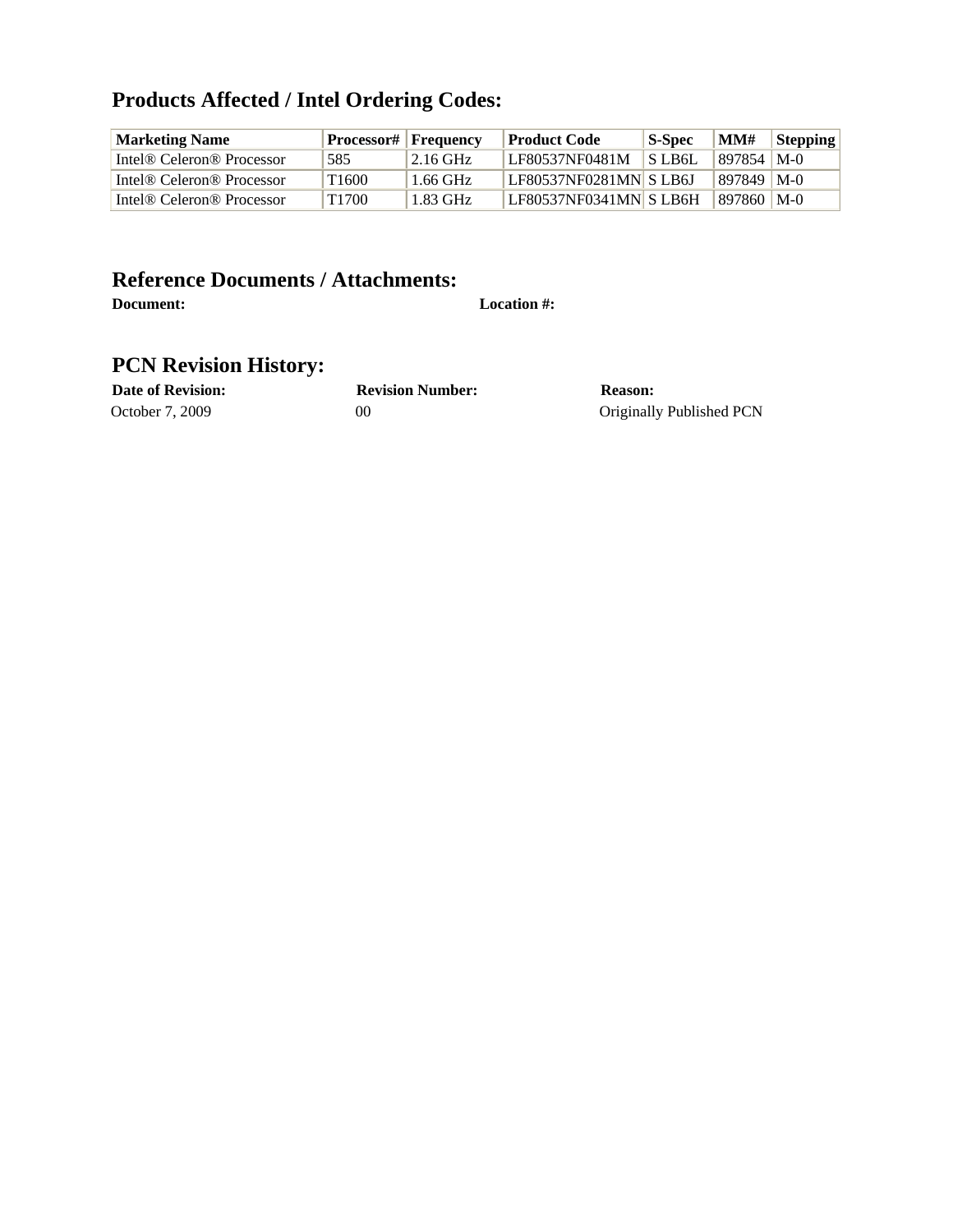## Products Affected / Intel Ordering Codes:

| Marketing Name | Processor# | Frequency | Product Code | S-Spec | MM# | Stepping |
|---|---|---|---|---|---|---|
| Intel® Celeron® Processor | 585 | 2.16 GHz | LF80537NF0481M | S LB6L | 897854 | M-0 |
| Intel® Celeron® Processor | T1600 | 1.66 GHz | LF80537NF0281MN | S LB6J | 897849 | M-0 |
| Intel® Celeron® Processor | T1700 | 1.83 GHz | LF80537NF0341MN | S LB6H | 897860 | M-0 |

## Reference Documents / Attachments:

**Document:** **Location #:**

## PCN Revision History:

| Date of Revision: | Revision Number: | Reason: |
|---|---|---|
| October 7, 2009 | 00 | Originally Published PCN |